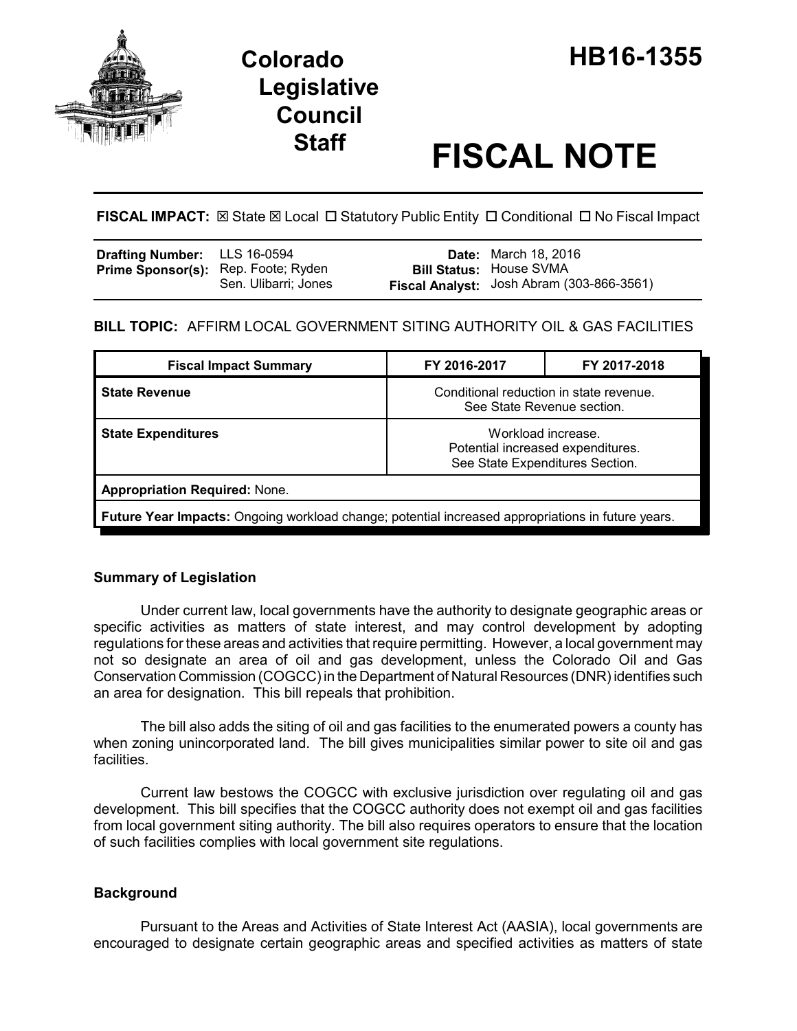# Colorado Legislative Council Staff

# HB16-1355

# FISCAL NOTE

**FISCAL IMPACT:** ☒ State ☒ Local ☐ Statutory Public Entity ☐ Conditional ☐ No Fiscal Impact

| | | | |
|---|---|---|---|
| **Drafting Number:** | LLS 16-0594 | **Date:** | March 18, 2016 |
| **Prime Sponsor(s):** | Rep. Foote; Ryden<br>Sen. Ulibarri; Jones | **Bill Status:** | House SVMA |
| | | **Fiscal Analyst:** | Josh Abram (303-866-3561) |

**BILL TOPIC:** AFFIRM LOCAL GOVERNMENT SITING AUTHORITY OIL & GAS FACILITIES

| Fiscal Impact Summary | FY 2016-2017 | FY 2017-2018 |
|---|---|---|
| **State Revenue** | Conditional reduction in state revenue. See State Revenue section. | |
| **State Expenditures** | Workload increase. Potential increased expenditures. See State Expenditures Section. | |
| **Appropriation Required:** None. | | |
| **Future Year Impacts:** Ongoing workload change; potential increased appropriations in future years. | | |

## Summary of Legislation

Under current law, local governments have the authority to designate geographic areas or specific activities as matters of state interest, and may control development by adopting regulations for these areas and activities that require permitting. However, a local government may not so designate an area of oil and gas development, unless the Colorado Oil and Gas Conservation Commission (COGCC) in the Department of Natural Resources (DNR) identifies such an area for designation. This bill repeals that prohibition.

The bill also adds the siting of oil and gas facilities to the enumerated powers a county has when zoning unincorporated land. The bill gives municipalities similar power to site oil and gas facilities.

Current law bestows the COGCC with exclusive jurisdiction over regulating oil and gas development. This bill specifies that the COGCC authority does not exempt oil and gas facilities from local government siting authority. The bill also requires operators to ensure that the location of such facilities complies with local government site regulations.

## Background

Pursuant to the Areas and Activities of State Interest Act (AASIA), local governments are encouraged to designate certain geographic areas and specified activities as matters of state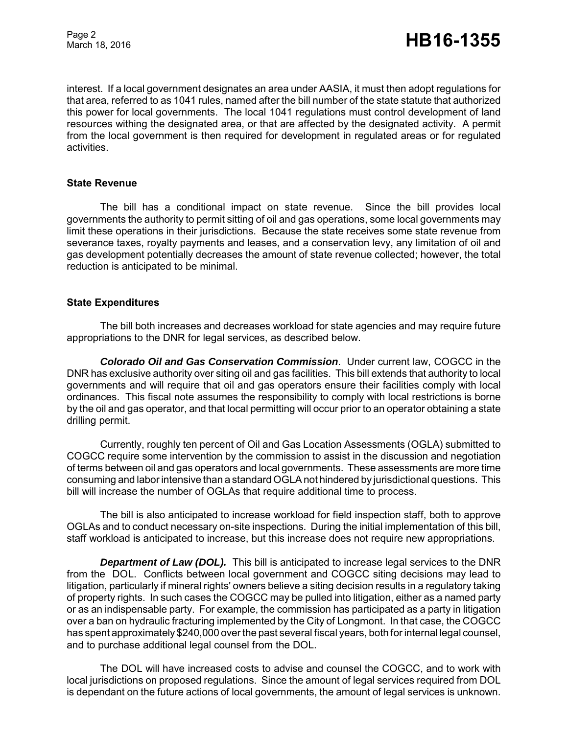interest. If a local government designates an area under AASIA, it must then adopt regulations for that area, referred to as 1041 rules, named after the bill number of the state statute that authorized this power for local governments. The local 1041 regulations must control development of land resources withing the designated area, or that are affected by the designated activity. A permit from the local government is then required for development in regulated areas or for regulated activities.

### State Revenue

The bill has a conditional impact on state revenue. Since the bill provides local governments the authority to permit sitting of oil and gas operations, some local governments may limit these operations in their jurisdictions. Because the state receives some state revenue from severance taxes, royalty payments and leases, and a conservation levy, any limitation of oil and gas development potentially decreases the amount of state revenue collected; however, the total reduction is anticipated to be minimal.

### State Expenditures

The bill both increases and decreases workload for state agencies and may require future appropriations to the DNR for legal services, as described below.

***Colorado Oil and Gas Conservation Commission***. Under current law, COGCC in the DNR has exclusive authority over siting oil and gas facilities. This bill extends that authority to local governments and will require that oil and gas operators ensure their facilities comply with local ordinances. This fiscal note assumes the responsibility to comply with local restrictions is borne by the oil and gas operator, and that local permitting will occur prior to an operator obtaining a state drilling permit.

Currently, roughly ten percent of Oil and Gas Location Assessments (OGLA) submitted to COGCC require some intervention by the commission to assist in the discussion and negotiation of terms between oil and gas operators and local governments. These assessments are more time consuming and labor intensive than a standard OGLA not hindered by jurisdictional questions. This bill will increase the number of OGLAs that require additional time to process.

The bill is also anticipated to increase workload for field inspection staff, both to approve OGLAs and to conduct necessary on-site inspections. During the initial implementation of this bill, staff workload is anticipated to increase, but this increase does not require new appropriations.

***Department of Law (DOL).*** This bill is anticipated to increase legal services to the DNR from the DOL. Conflicts between local government and COGCC siting decisions may lead to litigation, particularly if mineral rights' owners believe a siting decision results in a regulatory taking of property rights. In such cases the COGCC may be pulled into litigation, either as a named party or as an indispensable party. For example, the commission has participated as a party in litigation over a ban on hydraulic fracturing implemented by the City of Longmont. In that case, the COGCC has spent approximately $240,000 over the past several fiscal years, both for internal legal counsel, and to purchase additional legal counsel from the DOL.

The DOL will have increased costs to advise and counsel the COGCC, and to work with local jurisdictions on proposed regulations. Since the amount of legal services required from DOL is dependant on the future actions of local governments, the amount of legal services is unknown.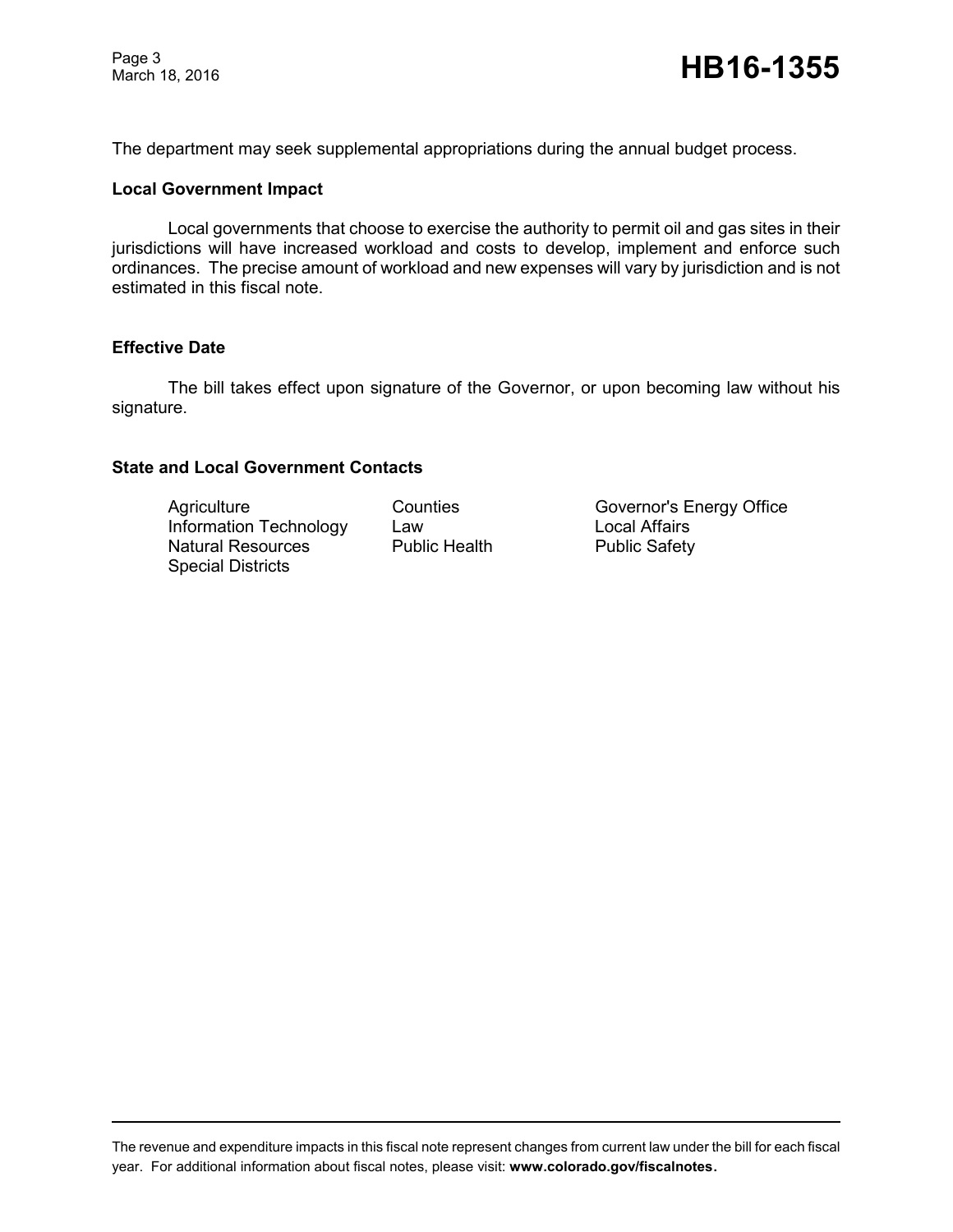The department may seek supplemental appropriations during the annual budget process.

### Local Government Impact

Local governments that choose to exercise the authority to permit oil and gas sites in their jurisdictions will have increased workload and costs to develop, implement and enforce such ordinances. The precise amount of workload and new expenses will vary by jurisdiction and is not estimated in this fiscal note.

### Effective Date

The bill takes effect upon signature of the Governor, or upon becoming law without his signature.

### State and Local Government Contacts

| | | |
|---|---|---|
| Agriculture | Counties | Governor's Energy Office |
| Information Technology | Law | Local Affairs |
| Natural Resources | Public Health | Public Safety |
| Special Districts | | |

The revenue and expenditure impacts in this fiscal note represent changes from current law under the bill for each fiscal year. For additional information about fiscal notes, please visit: **www.colorado.gov/fiscalnotes.**